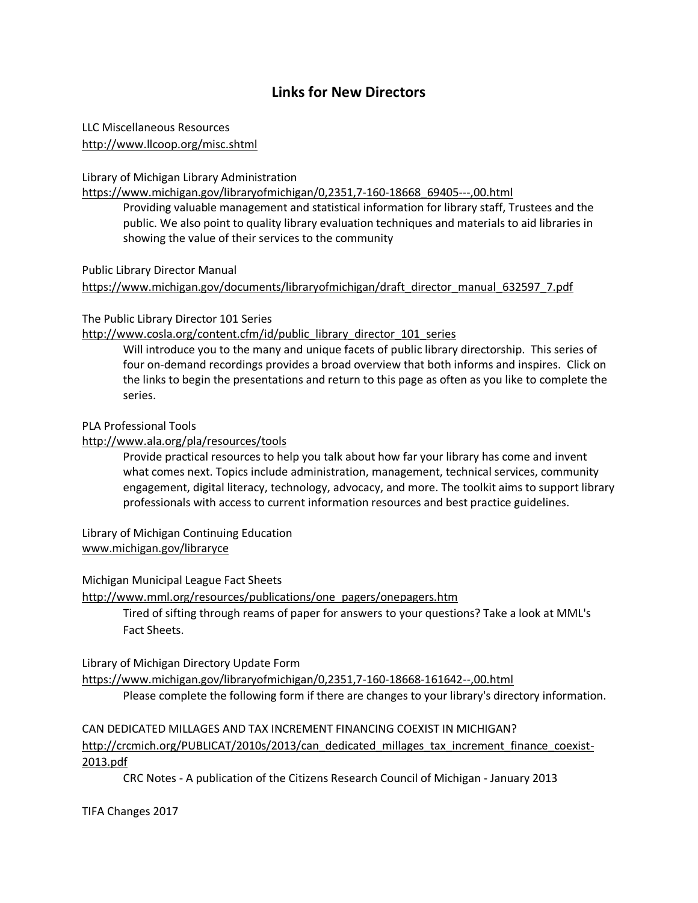# Links for New Directors

LLC Miscellaneous Resources
http://www.llcoop.org/misc.shtml

Library of Michigan Library Administration
https://www.michigan.gov/libraryofmichigan/0,2351,7-160-18668_69405---,00.html

> Providing valuable management and statistical information for library staff, Trustees and the public. We also point to quality library evaluation techniques and materials to aid libraries in showing the value of their services to the community

Public Library Director Manual
https://www.michigan.gov/documents/libraryofmichigan/draft_director_manual_632597_7.pdf

The Public Library Director 101 Series
http://www.cosla.org/content.cfm/id/public_library_director_101_series

> Will introduce you to the many and unique facets of public library directorship. This series of four on-demand recordings provides a broad overview that both informs and inspires. Click on the links to begin the presentations and return to this page as often as you like to complete the series.

PLA Professional Tools
http://www.ala.org/pla/resources/tools

> Provide practical resources to help you talk about how far your library has come and invent what comes next. Topics include administration, management, technical services, community engagement, digital literacy, technology, advocacy, and more. The toolkit aims to support library professionals with access to current information resources and best practice guidelines.

Library of Michigan Continuing Education
www.michigan.gov/libraryce

Michigan Municipal League Fact Sheets
http://www.mml.org/resources/publications/one_pagers/onepagers.htm

> Tired of sifting through reams of paper for answers to your questions? Take a look at MML's Fact Sheets.

Library of Michigan Directory Update Form
https://www.michigan.gov/libraryofmichigan/0,2351,7-160-18668-161642--,00.html

> Please complete the following form if there are changes to your library's directory information.

CAN DEDICATED MILLAGES AND TAX INCREMENT FINANCING COEXIST IN MICHIGAN?
http://crcmich.org/PUBLICAT/2010s/2013/can_dedicated_millages_tax_increment_finance_coexist-2013.pdf

> CRC Notes - A publication of the Citizens Research Council of Michigan - January 2013

TIFA Changes 2017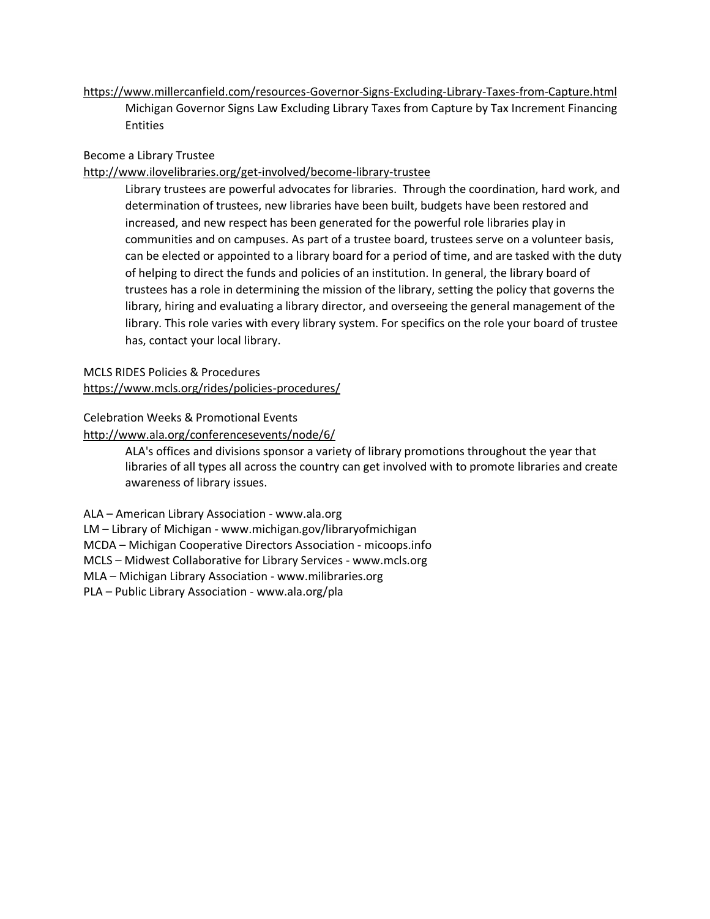https://www.millercanfield.com/resources-Governor-Signs-Excluding-Library-Taxes-from-Capture.html

> Michigan Governor Signs Law Excluding Library Taxes from Capture by Tax Increment Financing Entities

Become a Library Trustee
http://www.ilovelibraries.org/get-involved/become-library-trustee

> Library trustees are powerful advocates for libraries. Through the coordination, hard work, and determination of trustees, new libraries have been built, budgets have been restored and increased, and new respect has been generated for the powerful role libraries play in communities and on campuses. As part of a trustee board, trustees serve on a volunteer basis, can be elected or appointed to a library board for a period of time, and are tasked with the duty of helping to direct the funds and policies of an institution. In general, the library board of trustees has a role in determining the mission of the library, setting the policy that governs the library, hiring and evaluating a library director, and overseeing the general management of the library. This role varies with every library system. For specifics on the role your board of trustee has, contact your local library.

MCLS RIDES Policies & Procedures
https://www.mcls.org/rides/policies-procedures/

Celebration Weeks & Promotional Events
http://www.ala.org/conferencesevents/node/6/

> ALA's offices and divisions sponsor a variety of library promotions throughout the year that libraries of all types all across the country can get involved with to promote libraries and create awareness of library issues.

ALA – American Library Association - www.ala.org
LM – Library of Michigan - www.michigan.gov/libraryofmichigan
MCDA – Michigan Cooperative Directors Association - micoops.info
MCLS – Midwest Collaborative for Library Services - www.mcls.org
MLA – Michigan Library Association - www.milibraries.org
PLA – Public Library Association - www.ala.org/pla